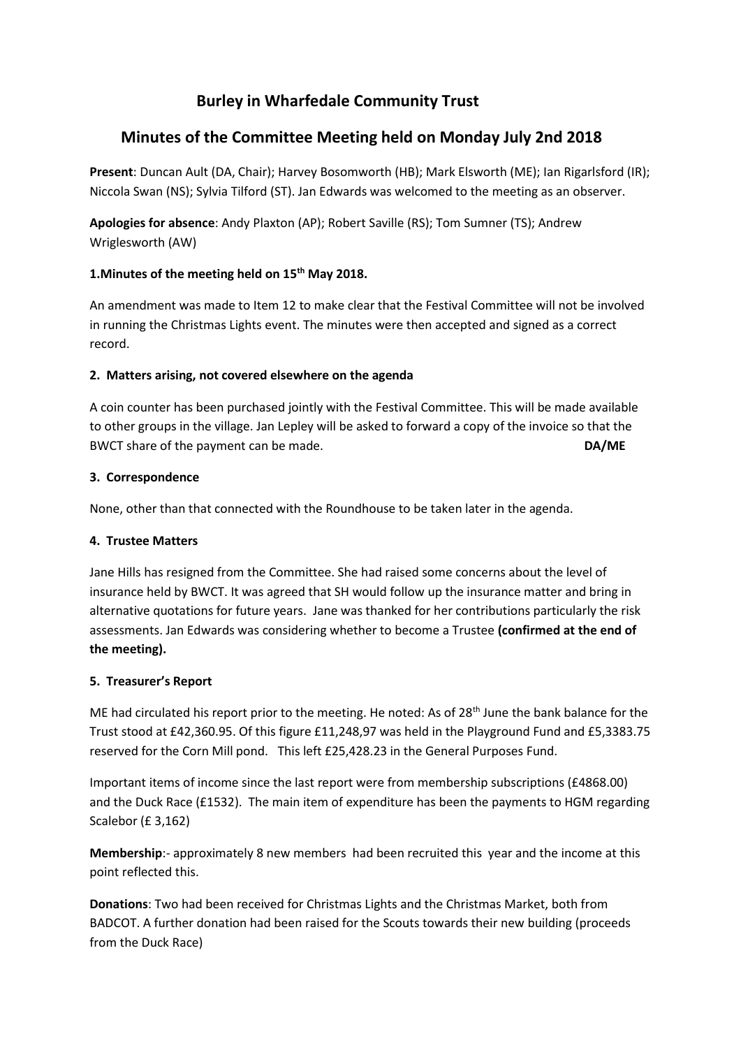# Burley in Wharfedale Community Trust

## Minutes of the Committee Meeting held on Monday July 2nd 2018

**Present**: Duncan Ault (DA, Chair); Harvey Bosomworth (HB); Mark Elsworth (ME); Ian Rigarlsford (IR); Niccola Swan (NS); Sylvia Tilford (ST). Jan Edwards was welcomed to the meeting as an observer.

**Apologies for absence**: Andy Plaxton (AP); Robert Saville (RS); Tom Sumner (TS); Andrew Wriglesworth (AW)

### 1.Minutes of the meeting held on 15th May 2018.

An amendment was made to Item 12 to make clear that the Festival Committee will not be involved in running the Christmas Lights event. The minutes were then accepted and signed as a correct record.

### 2. Matters arising, not covered elsewhere on the agenda

A coin counter has been purchased jointly with the Festival Committee. This will be made available to other groups in the village. Jan Lepley will be asked to forward a copy of the invoice so that the BWCT share of the payment can be made. **DA/ME**

### 3. Correspondence

None, other than that connected with the Roundhouse to be taken later in the agenda.

### 4. Trustee Matters

Jane Hills has resigned from the Committee. She had raised some concerns about the level of insurance held by BWCT. It was agreed that SH would follow up the insurance matter and bring in alternative quotations for future years. Jane was thanked for her contributions particularly the risk assessments. Jan Edwards was considering whether to become a Trustee **(confirmed at the end of the meeting).**

### 5. Treasurer's Report

ME had circulated his report prior to the meeting. He noted: As of 28th June the bank balance for the Trust stood at £42,360.95. Of this figure £11,248,97 was held in the Playground Fund and £5,3383.75 reserved for the Corn Mill pond. This left £25,428.23 in the General Purposes Fund.

Important items of income since the last report were from membership subscriptions (£4868.00) and the Duck Race (£1532). The main item of expenditure has been the payments to HGM regarding Scalebor (£ 3,162)

**Membership**:- approximately 8 new members had been recruited this year and the income at this point reflected this.

**Donations**: Two had been received for Christmas Lights and the Christmas Market, both from BADCOT. A further donation had been raised for the Scouts towards their new building (proceeds from the Duck Race)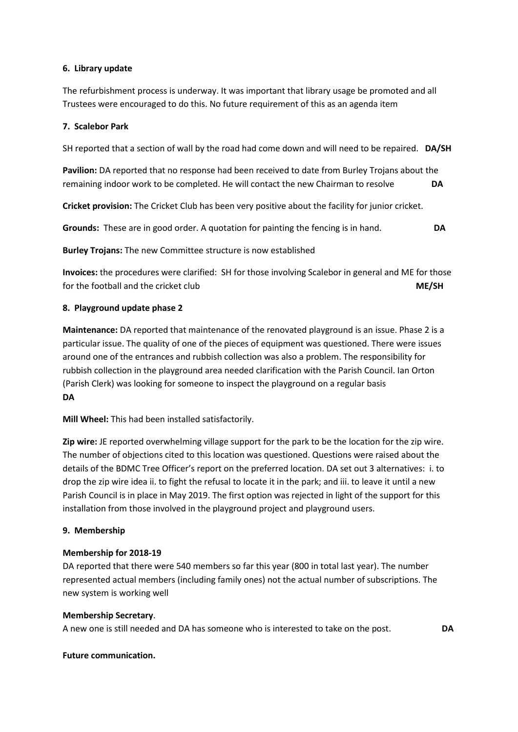#### 6. Library update

The refurbishment process is underway. It was important that library usage be promoted and all Trustees were encouraged to do this. No future requirement of this as an agenda item

#### 7. Scalebor Park

SH reported that a section of wall by the road had come down and will need to be repaired. **DA/SH**

**Pavilion:** DA reported that no response had been received to date from Burley Trojans about the remaining indoor work to be completed. He will contact the new Chairman to resolve **DA**

**Cricket provision:** The Cricket Club has been very positive about the facility for junior cricket.

**Grounds:** These are in good order. A quotation for painting the fencing is in hand. **DA**

**Burley Trojans:** The new Committee structure is now established

**Invoices:** the procedures were clarified: SH for those involving Scalebor in general and ME for those for the football and the cricket club **ME/SH**

#### 8. Playground update phase 2

**Maintenance:** DA reported that maintenance of the renovated playground is an issue. Phase 2 is a particular issue. The quality of one of the pieces of equipment was questioned. There were issues around one of the entrances and rubbish collection was also a problem. The responsibility for rubbish collection in the playground area needed clarification with the Parish Council. Ian Orton (Parish Clerk) was looking for someone to inspect the playground on a regular basis
**DA**

**Mill Wheel:** This had been installed satisfactorily.

**Zip wire:** JE reported overwhelming village support for the park to be the location for the zip wire. The number of objections cited to this location was questioned. Questions were raised about the details of the BDMC Tree Officer's report on the preferred location. DA set out 3 alternatives: i. to drop the zip wire idea ii. to fight the refusal to locate it in the park; and iii. to leave it until a new Parish Council is in place in May 2019. The first option was rejected in light of the support for this installation from those involved in the playground project and playground users.

#### 9. Membership

**Membership for 2018-19**
DA reported that there were 540 members so far this year (800 in total last year). The number represented actual members (including family ones) not the actual number of subscriptions. The new system is working well

**Membership Secretary**.
A new one is still needed and DA has someone who is interested to take on the post. **DA**

**Future communication.**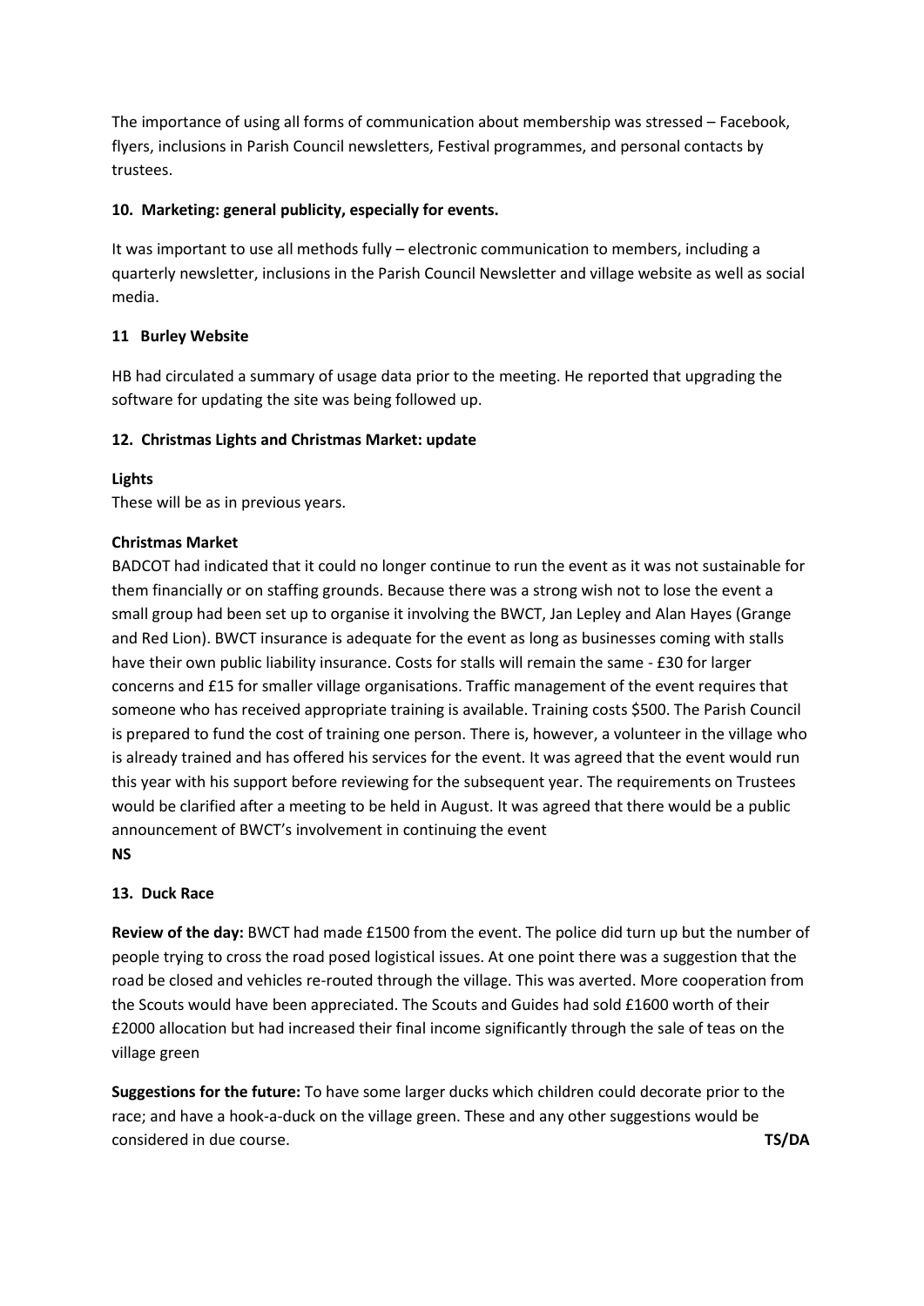The importance of using all forms of communication about membership was stressed – Facebook, flyers, inclusions in Parish Council newsletters, Festival programmes, and personal contacts by trustees.

**10. Marketing: general publicity, especially for events.**

It was important to use all methods fully – electronic communication to members, including a quarterly newsletter, inclusions in the Parish Council Newsletter and village website as well as social media.

**11 Burley Website**

HB had circulated a summary of usage data prior to the meeting. He reported that upgrading the software for updating the site was being followed up.

**12. Christmas Lights and Christmas Market: update**

**Lights**

These will be as in previous years.

**Christmas Market**

BADCOT had indicated that it could no longer continue to run the event as it was not sustainable for them financially or on staffing grounds. Because there was a strong wish not to lose the event a small group had been set up to organise it involving the BWCT, Jan Lepley and Alan Hayes (Grange and Red Lion). BWCT insurance is adequate for the event as long as businesses coming with stalls have their own public liability insurance. Costs for stalls will remain the same - £30 for larger concerns and £15 for smaller village organisations. Traffic management of the event requires that someone who has received appropriate training is available. Training costs $500. The Parish Council is prepared to fund the cost of training one person. There is, however, a volunteer in the village who is already trained and has offered his services for the event. It was agreed that the event would run this year with his support before reviewing for the subsequent year. The requirements on Trustees would be clarified after a meeting to be held in August. It was agreed that there would be a public announcement of BWCT's involvement in continuing the event

**NS**

**13. Duck Race**

**Review of the day:** BWCT had made £1500 from the event. The police did turn up but the number of people trying to cross the road posed logistical issues. At one point there was a suggestion that the road be closed and vehicles re-routed through the village. This was averted. More cooperation from the Scouts would have been appreciated. The Scouts and Guides had sold £1600 worth of their £2000 allocation but had increased their final income significantly through the sale of teas on the village green

**Suggestions for the future:** To have some larger ducks which children could decorate prior to the race; and have a hook-a-duck on the village green. These and any other suggestions would be considered in due course. **TS/DA**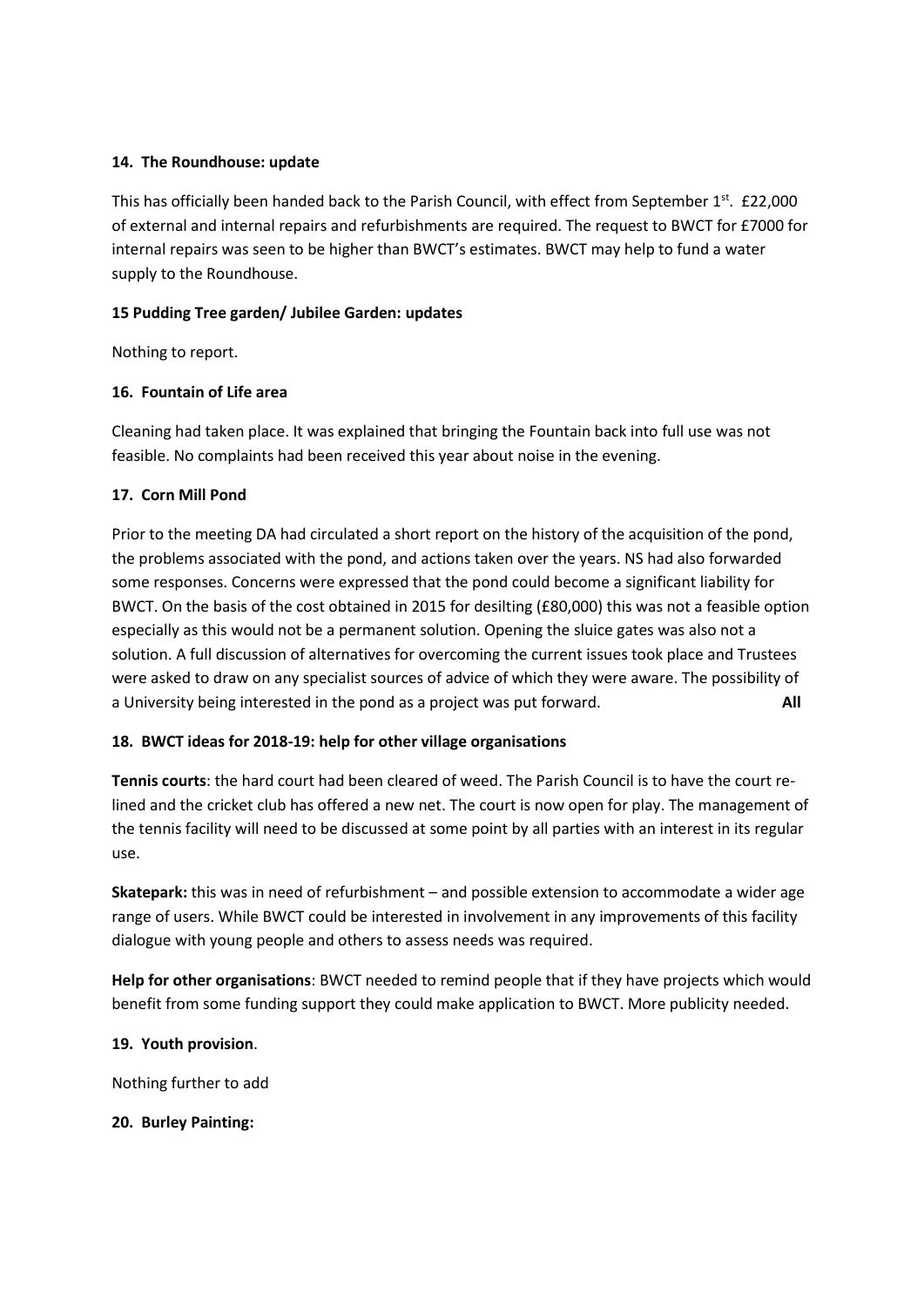**14. The Roundhouse: update**

This has officially been handed back to the Parish Council, with effect from September 1st. £22,000 of external and internal repairs and refurbishments are required. The request to BWCT for £7000 for internal repairs was seen to be higher than BWCT's estimates. BWCT may help to fund a water supply to the Roundhouse.

**15 Pudding Tree garden/ Jubilee Garden: updates**

Nothing to report.

**16. Fountain of Life area**

Cleaning had taken place. It was explained that bringing the Fountain back into full use was not feasible. No complaints had been received this year about noise in the evening.

**17. Corn Mill Pond**

Prior to the meeting DA had circulated a short report on the history of the acquisition of the pond, the problems associated with the pond, and actions taken over the years. NS had also forwarded some responses. Concerns were expressed that the pond could become a significant liability for BWCT. On the basis of the cost obtained in 2015 for desilting (£80,000) this was not a feasible option especially as this would not be a permanent solution. Opening the sluice gates was also not a solution. A full discussion of alternatives for overcoming the current issues took place and Trustees were asked to draw on any specialist sources of advice of which they were aware. The possibility of a University being interested in the pond as a project was put forward. **All**

**18. BWCT ideas for 2018-19: help for other village organisations**

**Tennis courts**: the hard court had been cleared of weed. The Parish Council is to have the court re-lined and the cricket club has offered a new net. The court is now open for play. The management of the tennis facility will need to be discussed at some point by all parties with an interest in its regular use.

**Skatepark:** this was in need of refurbishment – and possible extension to accommodate a wider age range of users. While BWCT could be interested in involvement in any improvements of this facility dialogue with young people and others to assess needs was required.

**Help for other organisations**: BWCT needed to remind people that if they have projects which would benefit from some funding support they could make application to BWCT. More publicity needed.

**19. Youth provision**.

Nothing further to add

**20. Burley Painting:**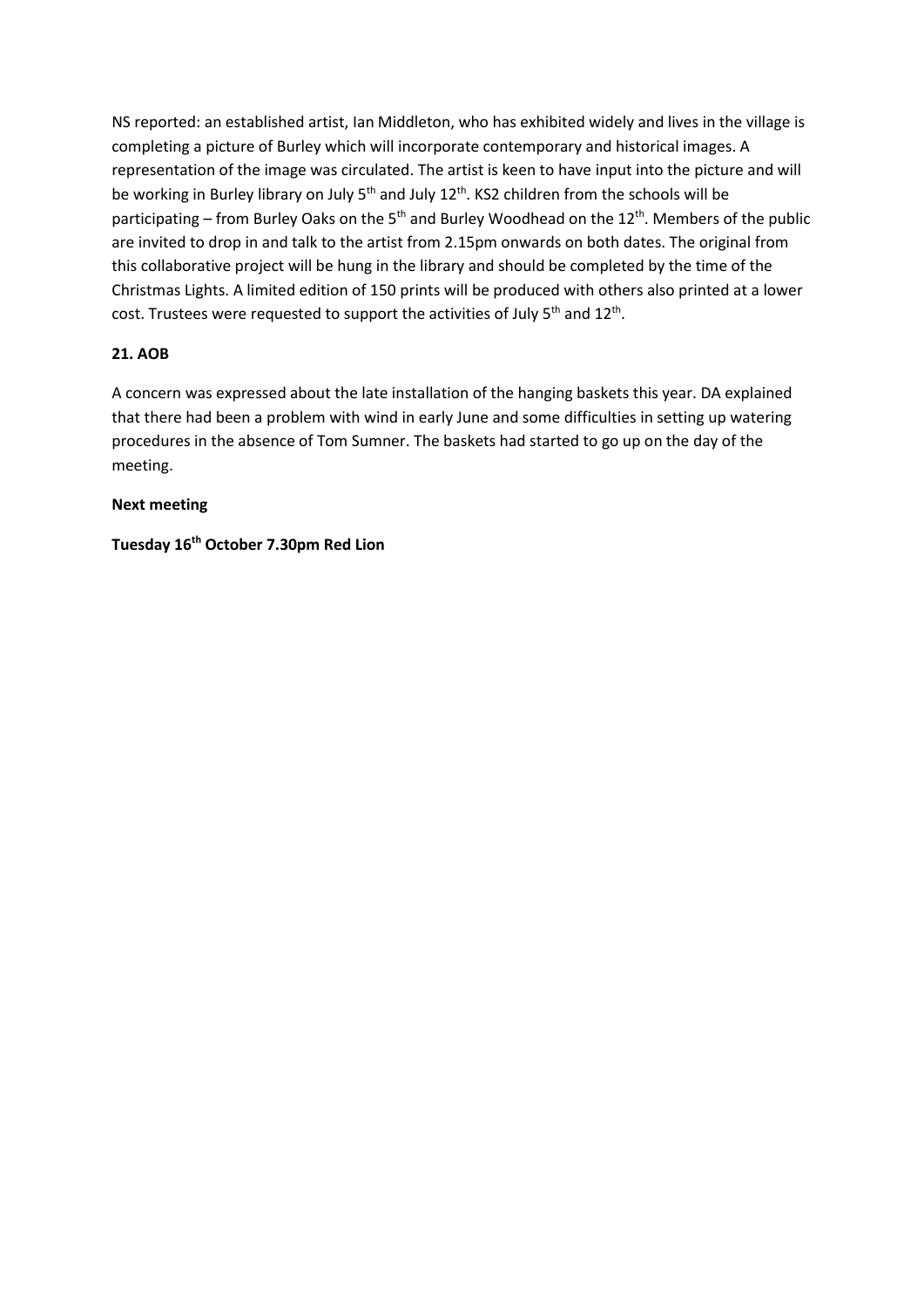NS reported: an established artist, Ian Middleton, who has exhibited widely and lives in the village is completing a picture of Burley which will incorporate contemporary and historical images. A representation of the image was circulated. The artist is keen to have input into the picture and will be working in Burley library on July 5th and July 12th. KS2 children from the schools will be participating – from Burley Oaks on the 5th and Burley Woodhead on the 12th. Members of the public are invited to drop in and talk to the artist from 2.15pm onwards on both dates. The original from this collaborative project will be hung in the library and should be completed by the time of the Christmas Lights. A limited edition of 150 prints will be produced with others also printed at a lower cost. Trustees were requested to support the activities of July 5th and 12th.

**21. AOB**

A concern was expressed about the late installation of the hanging baskets this year. DA explained that there had been a problem with wind in early June and some difficulties in setting up watering procedures in the absence of Tom Sumner. The baskets had started to go up on the day of the meeting.

**Next meeting**

**Tuesday 16th October 7.30pm Red Lion**